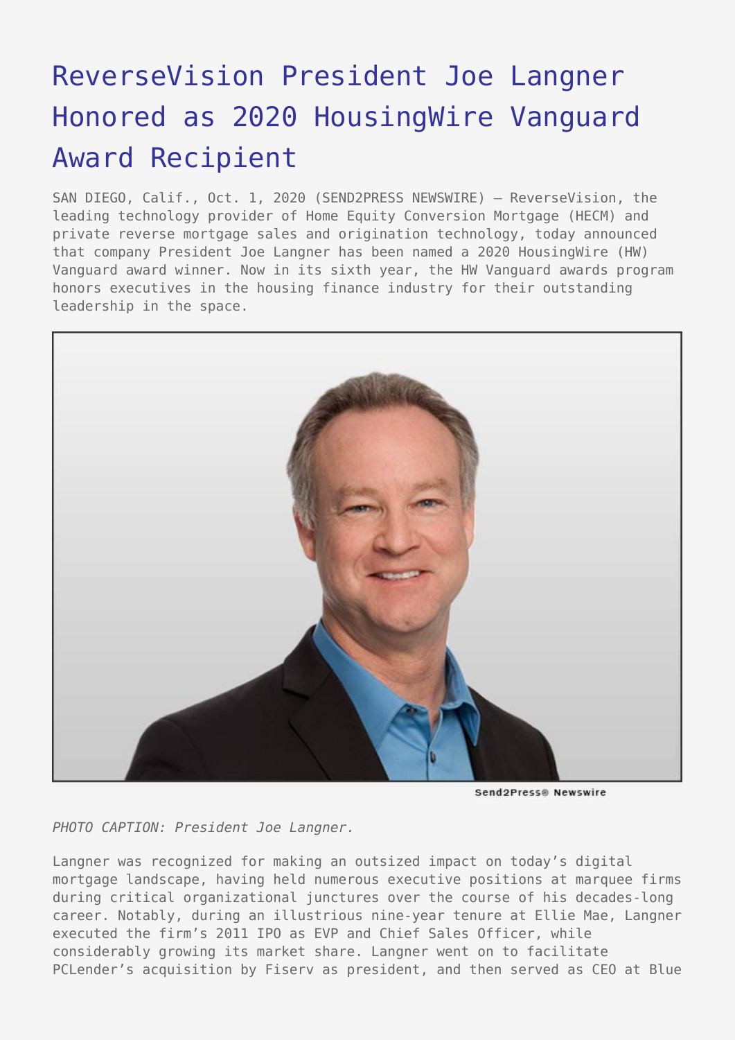# ReverseVision President Joe Langner Honored as 2020 HousingWire Vanguard Award Recipient

SAN DIEGO, Calif., Oct. 1, 2020 (SEND2PRESS NEWSWIRE) — ReverseVision, the leading technology provider of Home Equity Conversion Mortgage (HECM) and private reverse mortgage sales and origination technology, today announced that company President Joe Langner has been named a 2020 HousingWire (HW) Vanguard award winner. Now in its sixth year, the HW Vanguard awards program honors executives in the housing finance industry for their outstanding leadership in the space.

*PHOTO CAPTION: President Joe Langner.*

Langner was recognized for making an outsized impact on today's digital mortgage landscape, having held numerous executive positions at marquee firms during critical organizational junctures over the course of his decades-long career. Notably, during an illustrious nine-year tenure at Ellie Mae, Langner executed the firm's 2011 IPO as EVP and Chief Sales Officer, while considerably growing its market share. Langner went on to facilitate PCLender's acquisition by Fiserv as president, and then served as CEO at Blue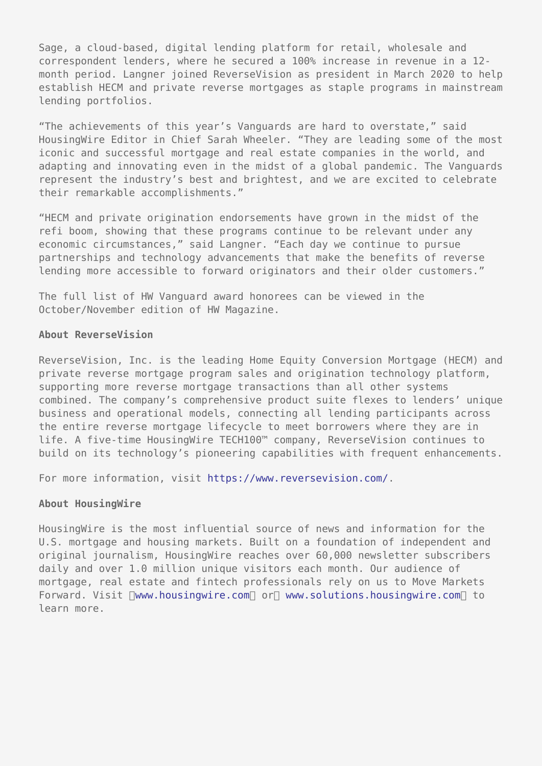Sage, a cloud-based, digital lending platform for retail, wholesale and correspondent lenders, where he secured a 100% increase in revenue in a 12-month period. Langner joined ReverseVision as president in March 2020 to help establish HECM and private reverse mortgages as staple programs in mainstream lending portfolios.

"The achievements of this year's Vanguards are hard to overstate," said HousingWire Editor in Chief Sarah Wheeler. "They are leading some of the most iconic and successful mortgage and real estate companies in the world, and adapting and innovating even in the midst of a global pandemic. The Vanguards represent the industry's best and brightest, and we are excited to celebrate their remarkable accomplishments."

"HECM and private origination endorsements have grown in the midst of the refi boom, showing that these programs continue to be relevant under any economic circumstances," said Langner. "Each day we continue to pursue partnerships and technology advancements that make the benefits of reverse lending more accessible to forward originators and their older customers."

The full list of HW Vanguard award honorees can be viewed in the October/November edition of HW Magazine.

**About ReverseVision**

ReverseVision, Inc. is the leading Home Equity Conversion Mortgage (HECM) and private reverse mortgage program sales and origination technology platform, supporting more reverse mortgage transactions than all other systems combined. The company's comprehensive product suite flexes to lenders' unique business and operational models, connecting all lending participants across the entire reverse mortgage lifecycle to meet borrowers where they are in life. A five-time HousingWire TECH100™ company, ReverseVision continues to build on its technology's pioneering capabilities with frequent enhancements.

For more information, visit https://www.reversevision.com/.

**About HousingWire**

HousingWire is the most influential source of news and information for the U.S. mortgage and housing markets. Built on a foundation of independent and original journalism, HousingWire reaches over 60,000 newsletter subscribers daily and over 1.0 million unique visitors each month. Our audience of mortgage, real estate and fintech professionals rely on us to Move Markets Forward. Visit www.housingwire.com or www.solutions.housingwire.com to learn more.